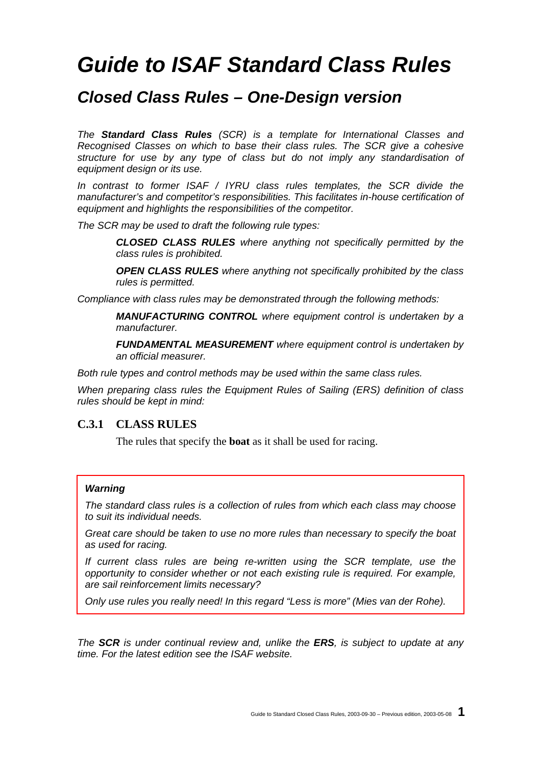# *Guide to ISAF Standard Class Rules*

## *Closed Class Rules – One-Design version*

*The* ***Standard Class Rules*** *(SCR) is a template for International Classes and Recognised Classes on which to base their class rules. The SCR give a cohesive structure for use by any type of class but do not imply any standardisation of equipment design or its use.*

*In contrast to former ISAF / IYRU class rules templates, the SCR divide the manufacturer's and competitor's responsibilities. This facilitates in-house certification of equipment and highlights the responsibilities of the competitor.*

*The SCR may be used to draft the following rule types:*

> ***CLOSED CLASS RULES*** *where anything not specifically permitted by the class rules is prohibited.*
>
> ***OPEN CLASS RULES*** *where anything not specifically prohibited by the class rules is permitted.*

*Compliance with class rules may be demonstrated through the following methods:*

> ***MANUFACTURING CONTROL*** *where equipment control is undertaken by a manufacturer.*
>
> ***FUNDAMENTAL MEASUREMENT*** *where equipment control is undertaken by an official measurer.*

*Both rule types and control methods may be used within the same class rules.*

*When preparing class rules the Equipment Rules of Sailing (ERS) definition of class rules should be kept in mind:*

### C.3.1 CLASS RULES

The rules that specify the **boat** as it shall be used for racing.

---

***Warning***

*The standard class rules is a collection of rules from which each class may choose to suit its individual needs.*

*Great care should be taken to use no more rules than necessary to specify the boat as used for racing.*

*If current class rules are being re-written using the SCR template, use the opportunity to consider whether or not each existing rule is required. For example, are sail reinforcement limits necessary?*

*Only use rules you really need! In this regard "Less is more" (Mies van der Rohe).*

---

*The* ***SCR*** *is under continual review and, unlike the* ***ERS****, is subject to update at any time. For the latest edition see the ISAF website.*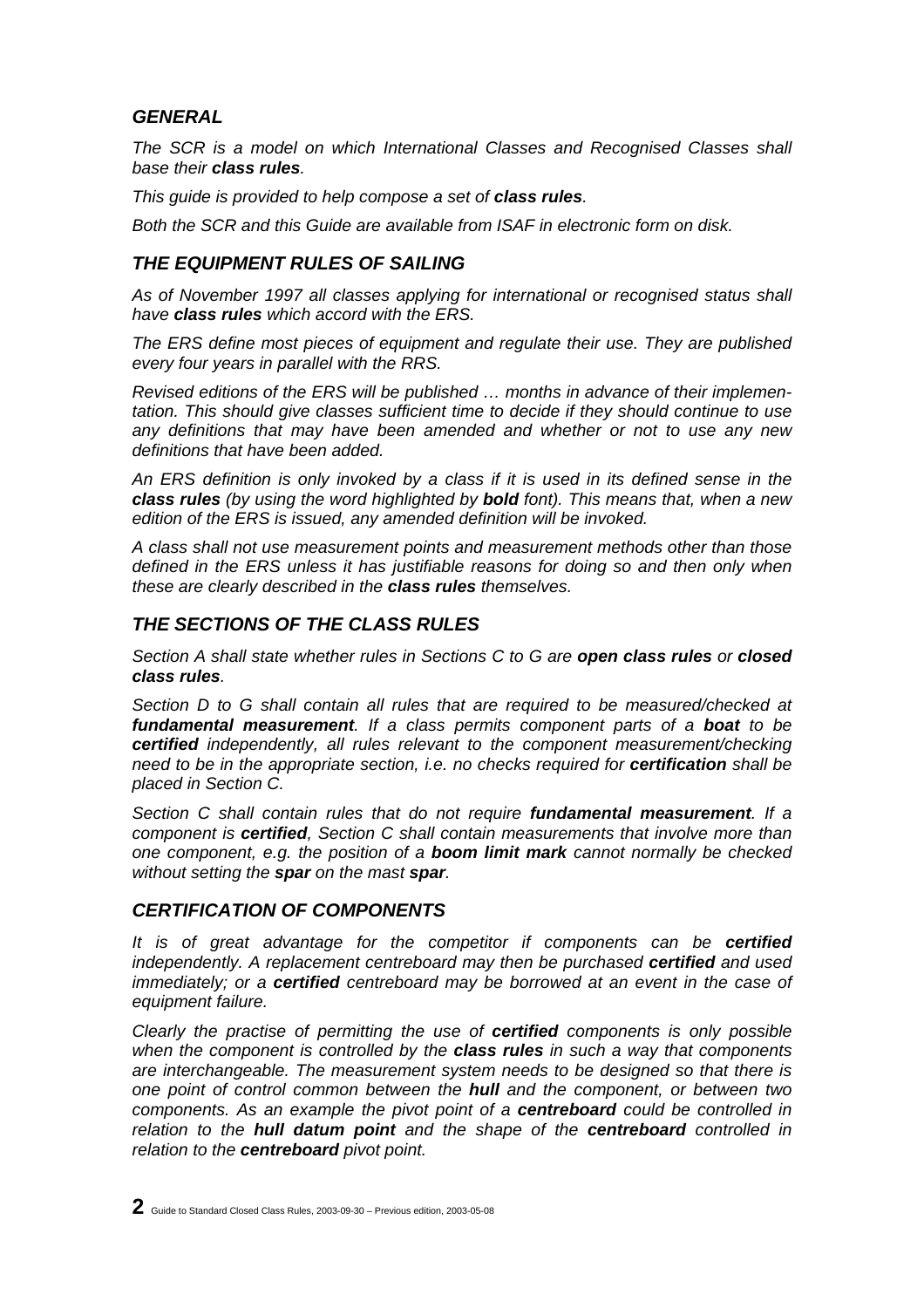## *GENERAL*

*The SCR is a model on which International Classes and Recognised Classes shall base their **class rules**.*

*This guide is provided to help compose a set of **class rules**.*

*Both the SCR and this Guide are available from ISAF in electronic form on disk.*

## *THE EQUIPMENT RULES OF SAILING*

*As of November 1997 all classes applying for international or recognised status shall have **class rules** which accord with the ERS.*

*The ERS define most pieces of equipment and regulate their use. They are published every four years in parallel with the RRS.*

*Revised editions of the ERS will be published … months in advance of their implementation. This should give classes sufficient time to decide if they should continue to use any definitions that may have been amended and whether or not to use any new definitions that have been added.*

*An ERS definition is only invoked by a class if it is used in its defined sense in the **class rules** (by using the word highlighted by **bold** font). This means that, when a new edition of the ERS is issued, any amended definition will be invoked.*

*A class shall not use measurement points and measurement methods other than those defined in the ERS unless it has justifiable reasons for doing so and then only when these are clearly described in the **class rules** themselves.*

## *THE SECTIONS OF THE CLASS RULES*

*Section A shall state whether rules in Sections C to G are **open class rules** or **closed class rules**.*

*Section D to G shall contain all rules that are required to be measured/checked at **fundamental measurement**. If a class permits component parts of a **boat** to be **certified** independently, all rules relevant to the component measurement/checking need to be in the appropriate section, i.e. no checks required for **certification** shall be placed in Section C.*

*Section C shall contain rules that do not require **fundamental measurement**. If a component is **certified**, Section C shall contain measurements that involve more than one component, e.g. the position of a **boom limit mark** cannot normally be checked without setting the **spar** on the mast **spar**.*

## *CERTIFICATION OF COMPONENTS*

*It is of great advantage for the competitor if components can be **certified** independently. A replacement centreboard may then be purchased **certified** and used immediately; or a **certified** centreboard may be borrowed at an event in the case of equipment failure.*

*Clearly the practise of permitting the use of **certified** components is only possible when the component is controlled by the **class rules** in such a way that components are interchangeable. The measurement system needs to be designed so that there is one point of control common between the **hull** and the component, or between two components. As an example the pivot point of a **centreboard** could be controlled in relation to the **hull datum point** and the shape of the **centreboard** controlled in relation to the **centreboard** pivot point.*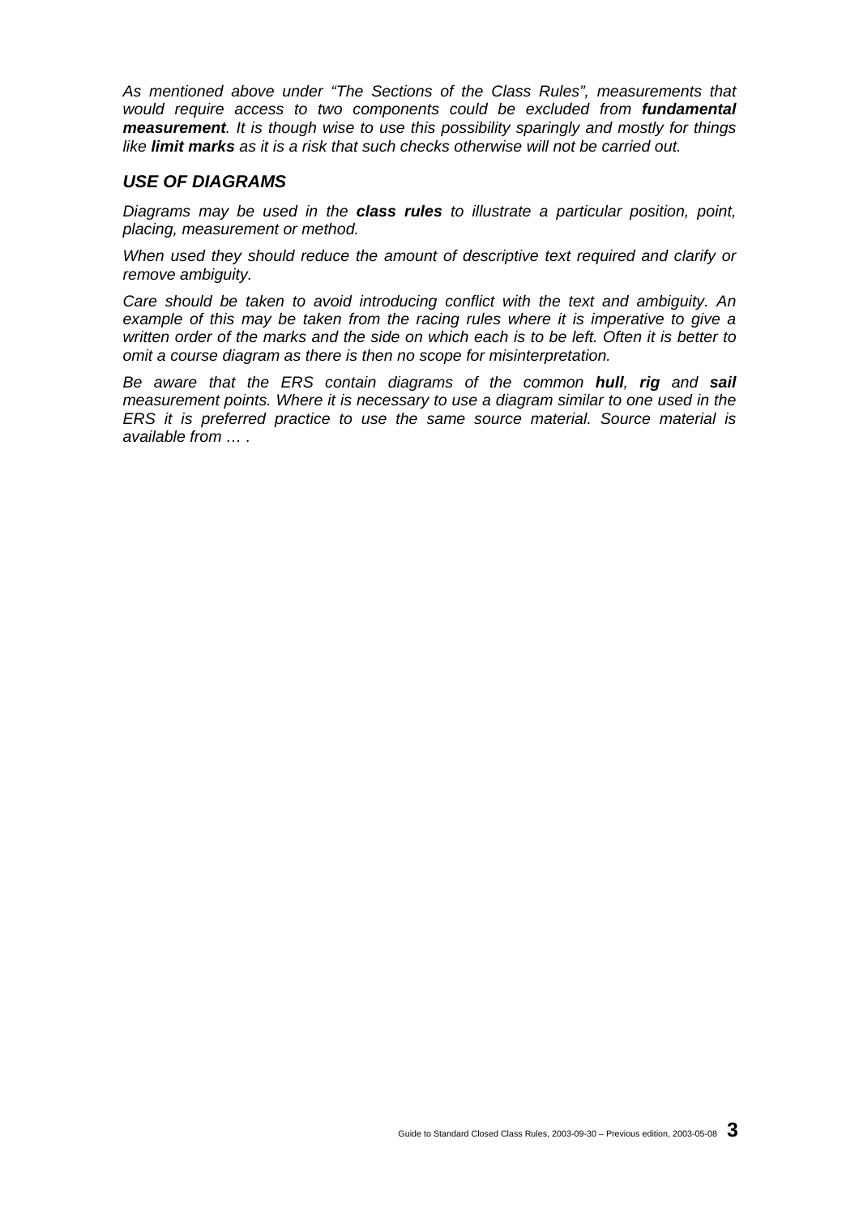*As mentioned above under "The Sections of the Class Rules", measurements that would require access to two components could be excluded from **fundamental measurement**. It is though wise to use this possibility sparingly and mostly for things like **limit marks** as it is a risk that such checks otherwise will not be carried out.*

## *USE OF DIAGRAMS*

*Diagrams may be used in the **class rules** to illustrate a particular position, point, placing, measurement or method.*

*When used they should reduce the amount of descriptive text required and clarify or remove ambiguity.*

*Care should be taken to avoid introducing conflict with the text and ambiguity. An example of this may be taken from the racing rules where it is imperative to give a written order of the marks and the side on which each is to be left. Often it is better to omit a course diagram as there is then no scope for misinterpretation.*

*Be aware that the ERS contain diagrams of the common **hull**, **rig** and **sail** measurement points. Where it is necessary to use a diagram similar to one used in the ERS it is preferred practice to use the same source material. Source material is available from … .*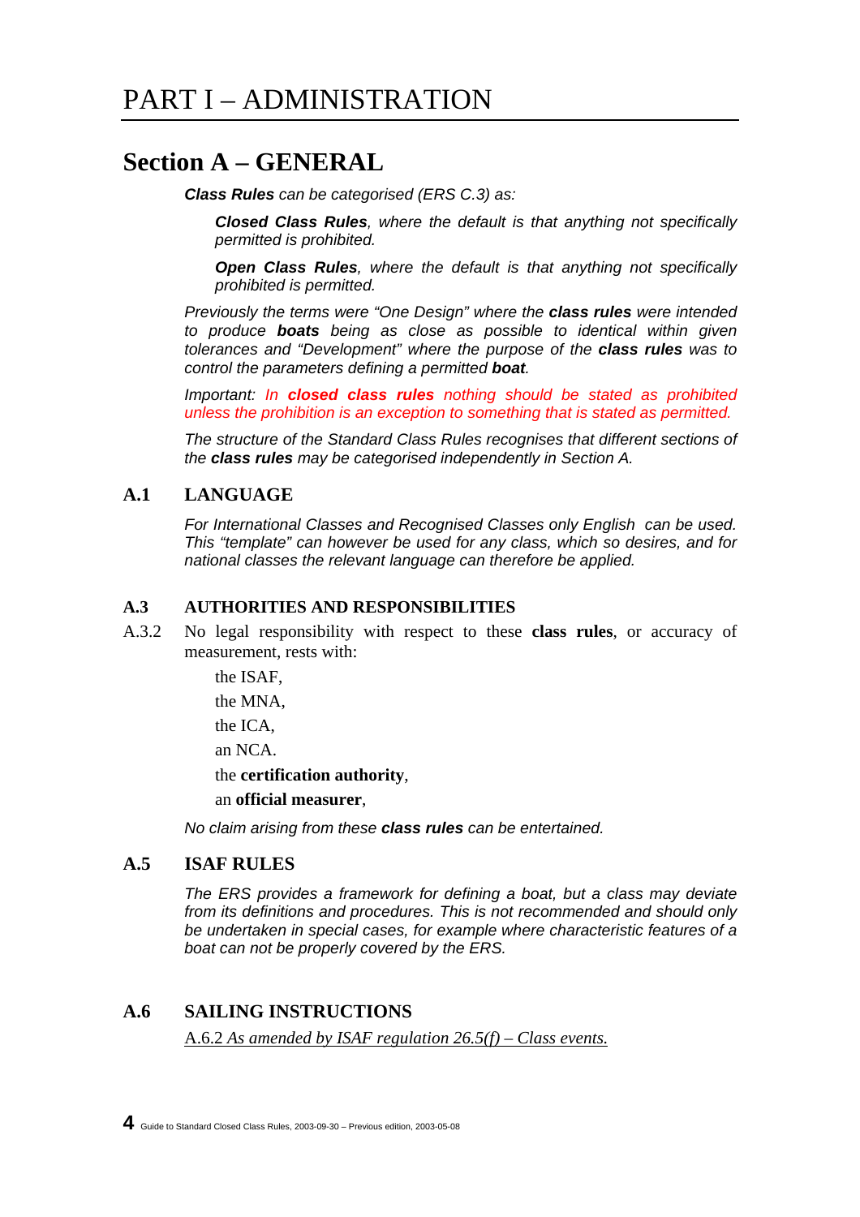# PART I – ADMINISTRATION

## Section A – GENERAL

*__Class Rules__ can be categorised (ERS C.3) as:*

> *__Closed Class Rules__, where the default is that anything not specifically permitted is prohibited.*
>
> *__Open Class Rules__, where the default is that anything not specifically prohibited is permitted.*

*Previously the terms were "One Design" where the __class rules__ were intended to produce __boats__ being as close as possible to identical within given tolerances and "Development" where the purpose of the __class rules__ was to control the parameters defining a permitted __boat__.*

*Important: In __closed class rules__ nothing should be stated as prohibited unless the prohibition is an exception to something that is stated as permitted.*

*The structure of the Standard Class Rules recognises that different sections of the __class rules__ may be categorised independently in Section A.*

### A.1 LANGUAGE

*For International Classes and Recognised Classes only English can be used. This "template" can however be used for any class, which so desires, and for national classes the relevant language can therefore be applied.*

### A.3 AUTHORITIES AND RESPONSIBILITIES

A.3.2 No legal responsibility with respect to these **class rules**, or accuracy of measurement, rests with:

the ISAF,

the MNA,

the ICA,

an NCA.

the **certification authority**,

an **official measurer**,

*No claim arising from these __class rules__ can be entertained.*

### A.5 ISAF RULES

*The ERS provides a framework for defining a boat, but a class may deviate from its definitions and procedures. This is not recommended and should only be undertaken in special cases, for example where characteristic features of a boat can not be properly covered by the ERS.*

### A.6 SAILING INSTRUCTIONS

<u>A.6.2 *As amended by ISAF regulation 26.5(f) – Class events.*</u>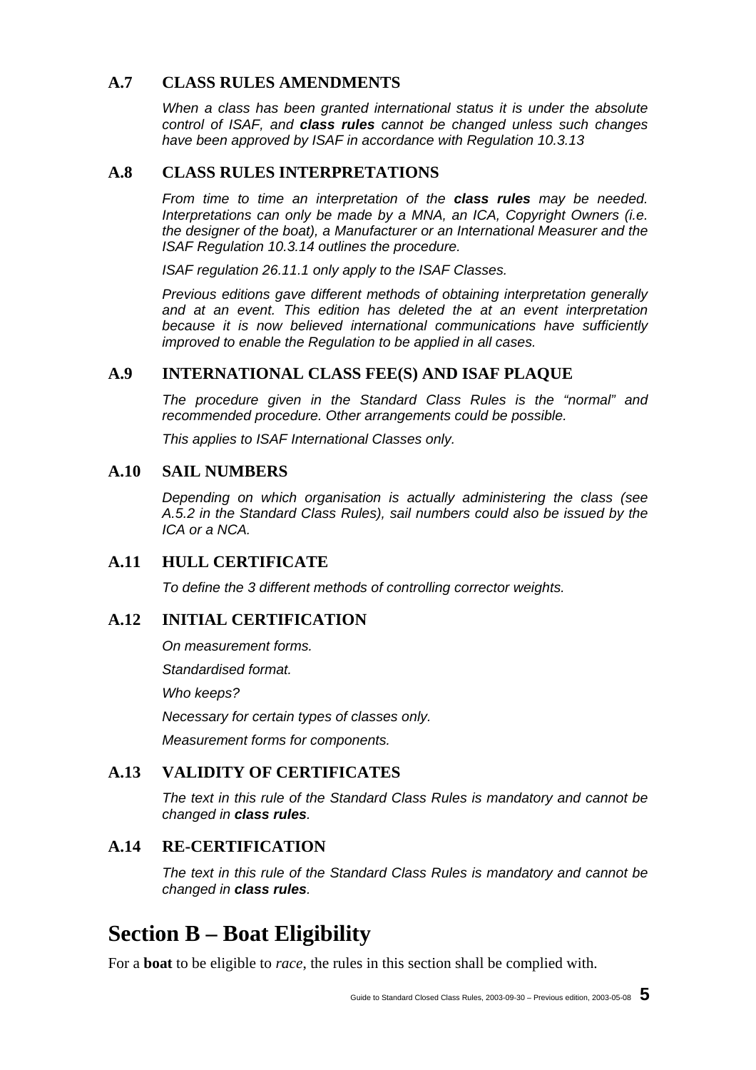### A.7 CLASS RULES AMENDMENTS

*When a class has been granted international status it is under the absolute control of ISAF, and **class rules** cannot be changed unless such changes have been approved by ISAF in accordance with Regulation 10.3.13*

### A.8 CLASS RULES INTERPRETATIONS

*From time to time an interpretation of the **class rules** may be needed. Interpretations can only be made by a MNA, an ICA, Copyright Owners (i.e. the designer of the boat), a Manufacturer or an International Measurer and the ISAF Regulation 10.3.14 outlines the procedure.*

*ISAF regulation 26.11.1 only apply to the ISAF Classes.*

*Previous editions gave different methods of obtaining interpretation generally and at an event. This edition has deleted the at an event interpretation because it is now believed international communications have sufficiently improved to enable the Regulation to be applied in all cases.*

### A.9 INTERNATIONAL CLASS FEE(S) AND ISAF PLAQUE

*The procedure given in the Standard Class Rules is the "normal" and recommended procedure. Other arrangements could be possible.*

*This applies to ISAF International Classes only.*

### A.10 SAIL NUMBERS

*Depending on which organisation is actually administering the class (see A.5.2 in the Standard Class Rules), sail numbers could also be issued by the ICA or a NCA.*

### A.11 HULL CERTIFICATE

*To define the 3 different methods of controlling corrector weights.*

### A.12 INITIAL CERTIFICATION

*On measurement forms.*

*Standardised format.*

*Who keeps?*

*Necessary for certain types of classes only.*

*Measurement forms for components.*

### A.13 VALIDITY OF CERTIFICATES

*The text in this rule of the Standard Class Rules is mandatory and cannot be changed in **class rules**.*

### A.14 RE-CERTIFICATION

*The text in this rule of the Standard Class Rules is mandatory and cannot be changed in **class rules**.*

## Section B – Boat Eligibility

For a **boat** to be eligible to *race*, the rules in this section shall be complied with.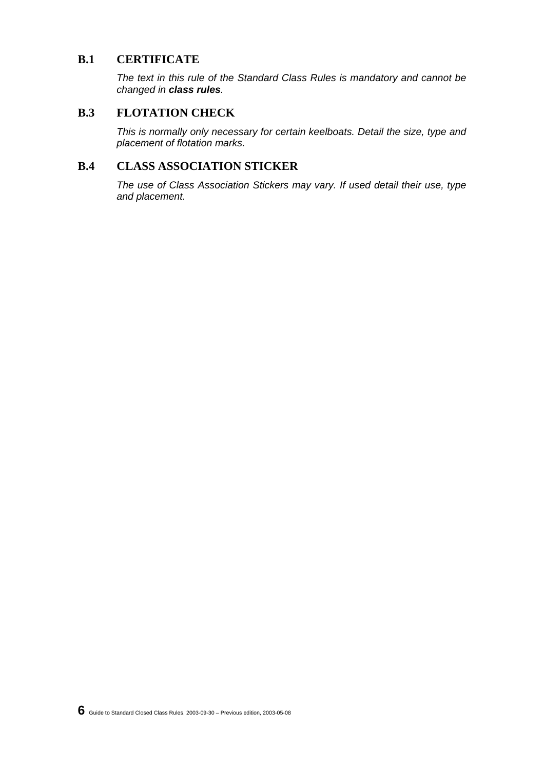## B.1 CERTIFICATE

*The text in this rule of the Standard Class Rules is mandatory and cannot be changed in **class rules**.*

## B.3 FLOTATION CHECK

*This is normally only necessary for certain keelboats. Detail the size, type and placement of flotation marks.*

## B.4 CLASS ASSOCIATION STICKER

*The use of Class Association Stickers may vary. If used detail their use, type and placement.*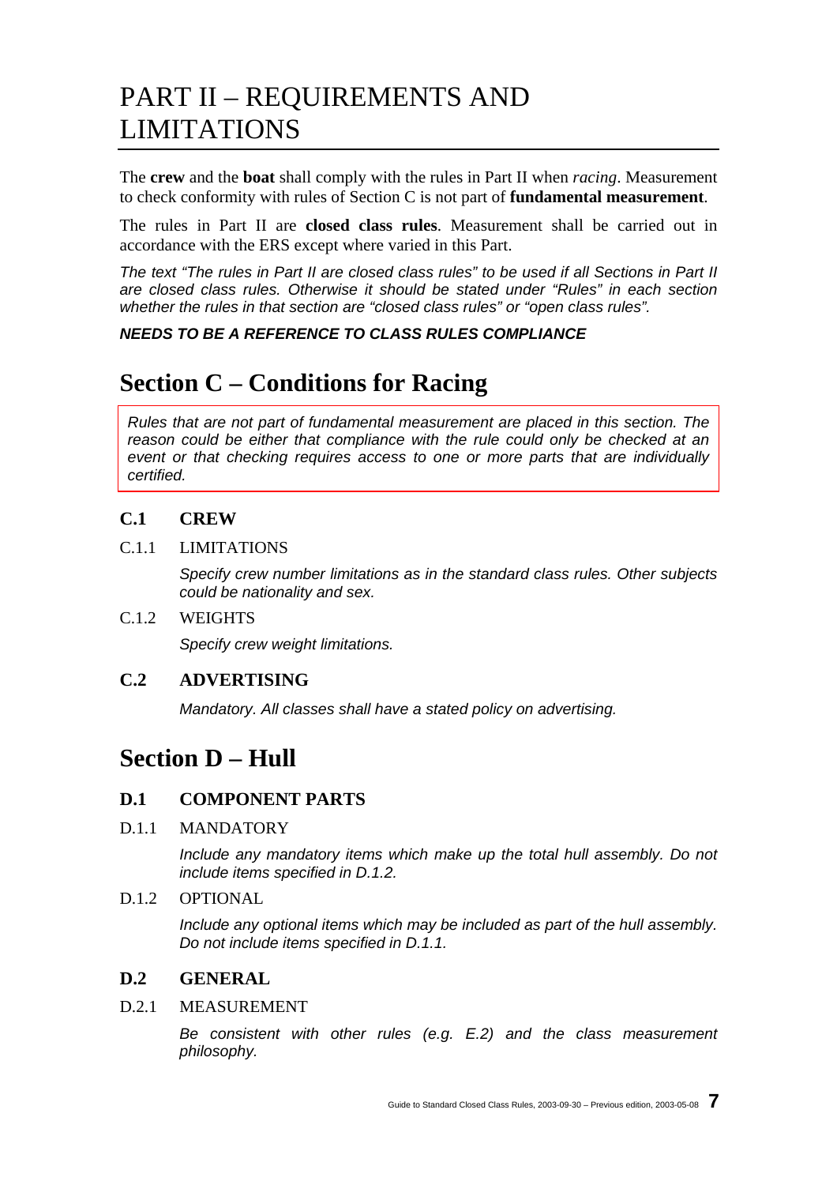# PART II – REQUIREMENTS AND LIMITATIONS

The **crew** and the **boat** shall comply with the rules in Part II when *racing*. Measurement to check conformity with rules of Section C is not part of **fundamental measurement**.

The rules in Part II are **closed class rules**. Measurement shall be carried out in accordance with the ERS except where varied in this Part.

*The text "The rules in Part II are closed class rules" to be used if all Sections in Part II are closed class rules. Otherwise it should be stated under "Rules" in each section whether the rules in that section are "closed class rules" or "open class rules".*

***NEEDS TO BE A REFERENCE TO CLASS RULES COMPLIANCE***

## Section C – Conditions for Racing

*Rules that are not part of fundamental measurement are placed in this section. The reason could be either that compliance with the rule could only be checked at an event or that checking requires access to one or more parts that are individually certified.*

### C.1 CREW

C.1.1 LIMITATIONS

*Specify crew number limitations as in the standard class rules. Other subjects could be nationality and sex.*

C.1.2 WEIGHTS

*Specify crew weight limitations.*

### C.2 ADVERTISING

*Mandatory. All classes shall have a stated policy on advertising.*

## Section D – Hull

### D.1 COMPONENT PARTS

D.1.1 MANDATORY

*Include any mandatory items which make up the total hull assembly. Do not include items specified in D.1.2.*

D.1.2 OPTIONAL

*Include any optional items which may be included as part of the hull assembly. Do not include items specified in D.1.1.*

### D.2 GENERAL

D.2.1 MEASUREMENT

*Be consistent with other rules (e.g. E.2) and the class measurement philosophy.*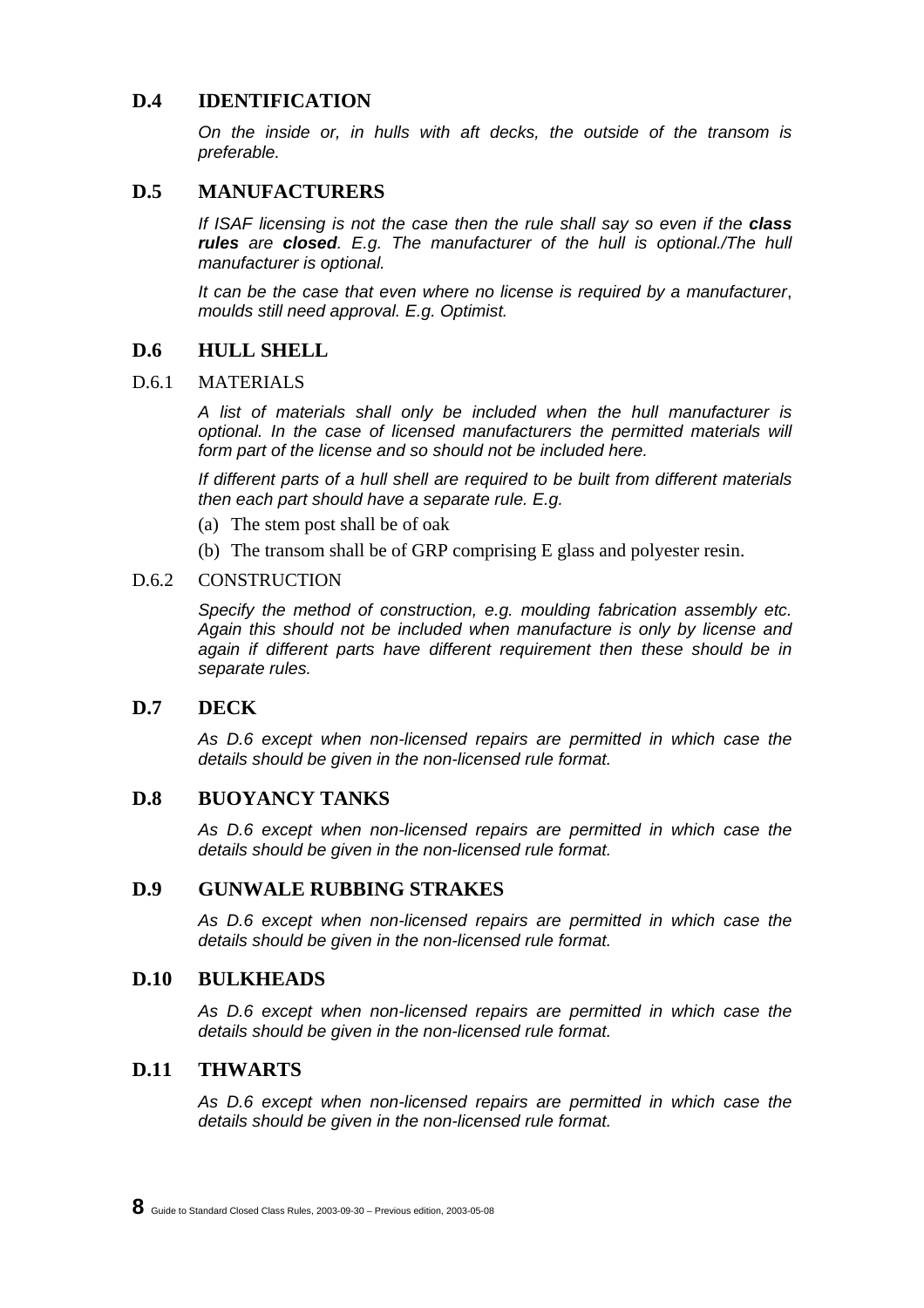## D.4 IDENTIFICATION

*On the inside or, in hulls with aft decks, the outside of the transom is preferable.*

## D.5 MANUFACTURERS

*If ISAF licensing is not the case then the rule shall say so even if the* ***class rules*** *are* ***closed****. E.g. The manufacturer of the hull is optional./The hull manufacturer is optional.*

*It can be the case that even where no license is required by a manufacturer, moulds still need approval. E.g. Optimist.*

## D.6 HULL SHELL

### D.6.1 MATERIALS

*A list of materials shall only be included when the hull manufacturer is optional. In the case of licensed manufacturers the permitted materials will form part of the license and so should not be included here.*

*If different parts of a hull shell are required to be built from different materials then each part should have a separate rule. E.g.*

(a) The stem post shall be of oak

(b) The transom shall be of GRP comprising E glass and polyester resin.

### D.6.2 CONSTRUCTION

*Specify the method of construction, e.g. moulding fabrication assembly etc. Again this should not be included when manufacture is only by license and again if different parts have different requirement then these should be in separate rules.*

## D.7 DECK

*As D.6 except when non-licensed repairs are permitted in which case the details should be given in the non-licensed rule format.*

## D.8 BUOYANCY TANKS

*As D.6 except when non-licensed repairs are permitted in which case the details should be given in the non-licensed rule format.*

## D.9 GUNWALE RUBBING STRAKES

*As D.6 except when non-licensed repairs are permitted in which case the details should be given in the non-licensed rule format.*

## D.10 BULKHEADS

*As D.6 except when non-licensed repairs are permitted in which case the details should be given in the non-licensed rule format.*

## D.11 THWARTS

*As D.6 except when non-licensed repairs are permitted in which case the details should be given in the non-licensed rule format.*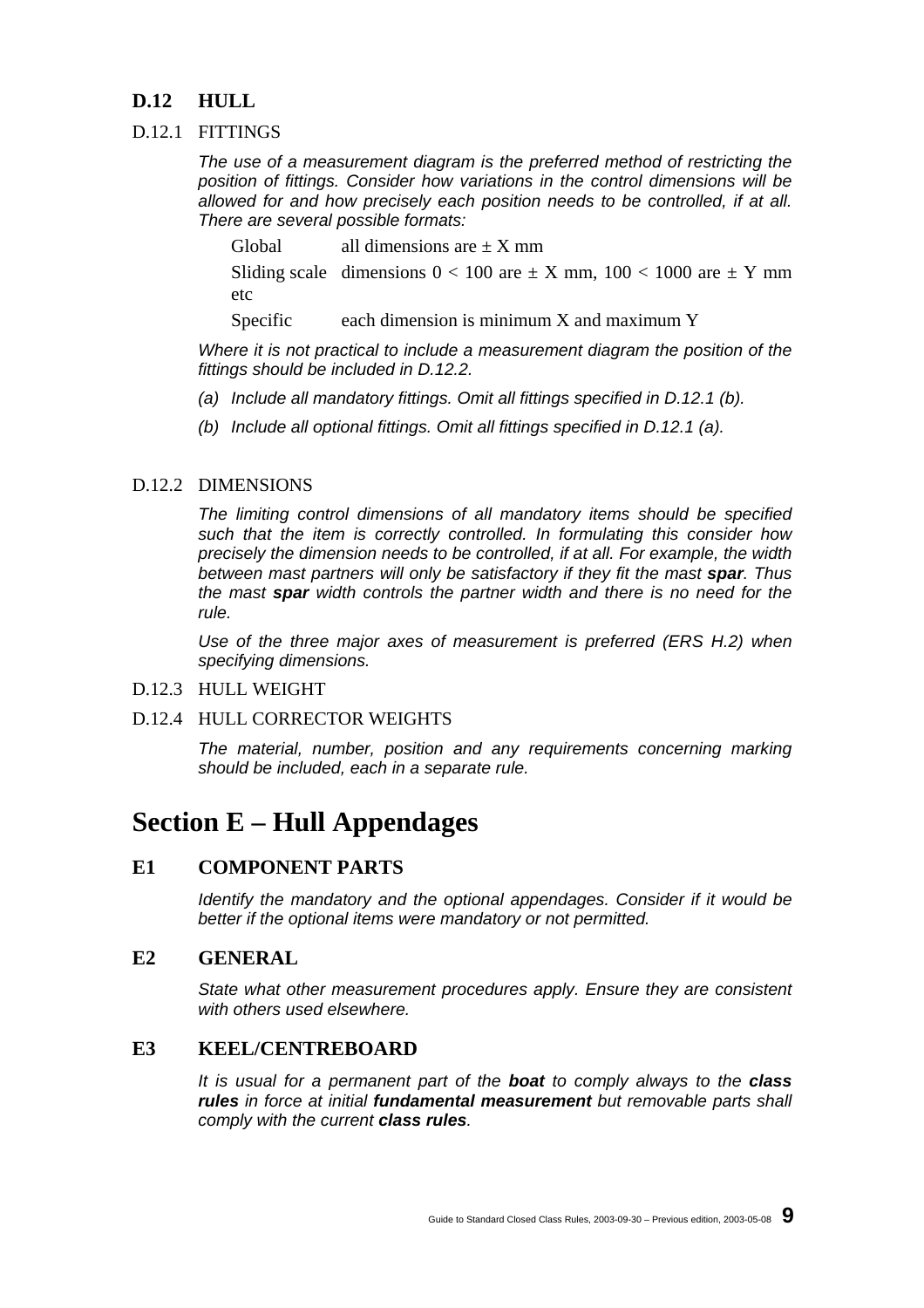## D.12 HULL

D.12.1 FITTINGS

*The use of a measurement diagram is the preferred method of restricting the position of fittings. Consider how variations in the control dimensions will be allowed for and how precisely each position needs to be controlled, if at all. There are several possible formats:*

| | |
|---|---|
| Global | all dimensions are ± X mm |
| Sliding scale etc | dimensions 0 < 100 are ± X mm, 100 < 1000 are ± Y mm |
| Specific | each dimension is minimum X and maximum Y |

*Where it is not practical to include a measurement diagram the position of the fittings should be included in D.12.2.*

*(a) Include all mandatory fittings. Omit all fittings specified in D.12.1 (b).*

*(b) Include all optional fittings. Omit all fittings specified in D.12.1 (a).*

D.12.2 DIMENSIONS

*The limiting control dimensions of all mandatory items should be specified such that the item is correctly controlled. In formulating this consider how precisely the dimension needs to be controlled, if at all. For example, the width between mast partners will only be satisfactory if they fit the mast **spar**. Thus the mast **spar** width controls the partner width and there is no need for the rule.*

*Use of the three major axes of measurement is preferred (ERS H.2) when specifying dimensions.*

D.12.3 HULL WEIGHT

D.12.4 HULL CORRECTOR WEIGHTS

*The material, number, position and any requirements concerning marking should be included, each in a separate rule.*

# Section E – Hull Appendages

## E1 COMPONENT PARTS

*Identify the mandatory and the optional appendages. Consider if it would be better if the optional items were mandatory or not permitted.*

## E2 GENERAL

*State what other measurement procedures apply. Ensure they are consistent with others used elsewhere.*

## E3 KEEL/CENTREBOARD

*It is usual for a permanent part of the **boat** to comply always to the **class rules** in force at initial **fundamental measurement** but removable parts shall comply with the current **class rules**.*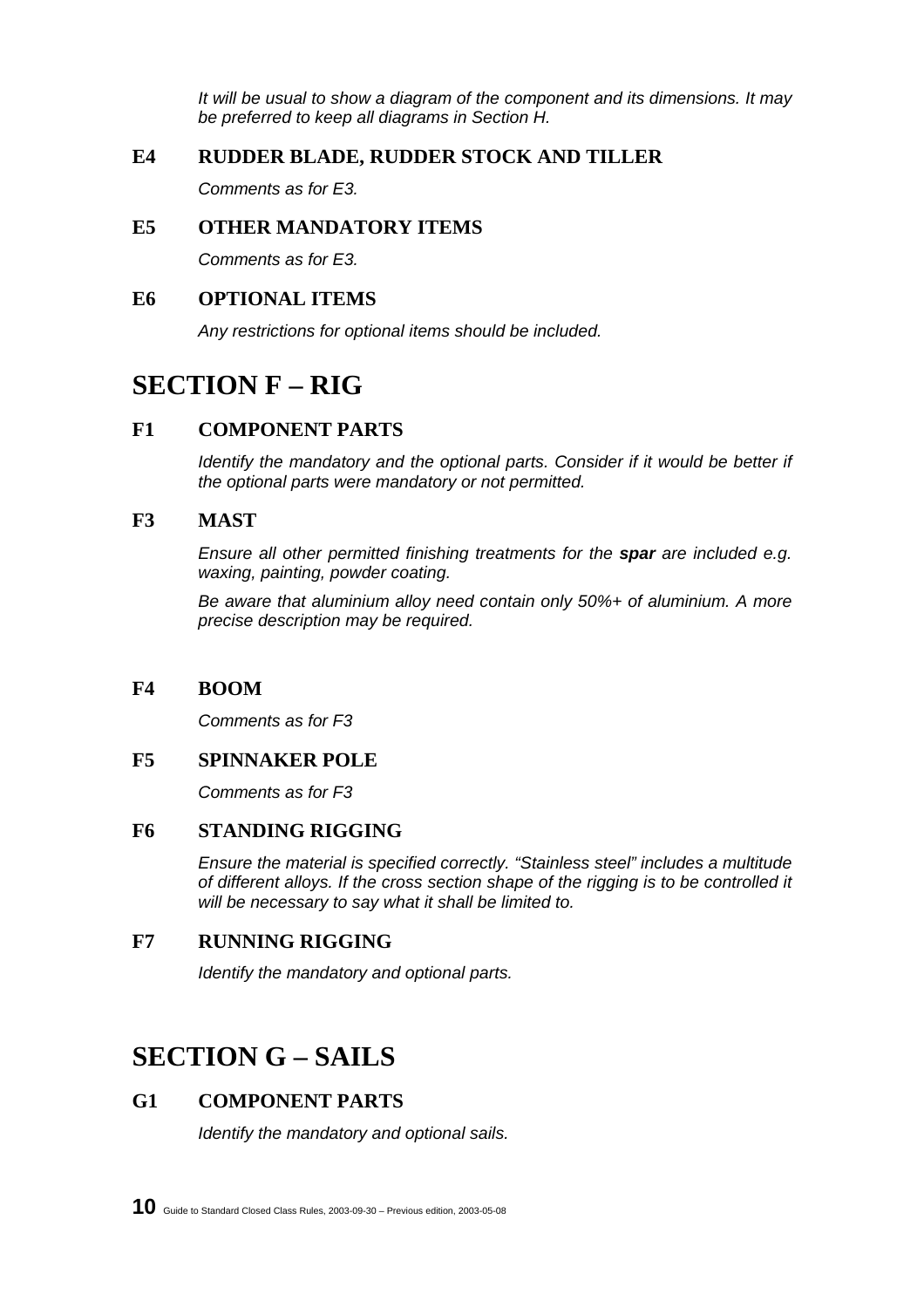*It will be usual to show a diagram of the component and its dimensions. It may be preferred to keep all diagrams in Section H.*

### E4 RUDDER BLADE, RUDDER STOCK AND TILLER

*Comments as for E3.*

### E5 OTHER MANDATORY ITEMS

*Comments as for E3.*

### E6 OPTIONAL ITEMS

*Any restrictions for optional items should be included.*

## SECTION F – RIG

### F1 COMPONENT PARTS

*Identify the mandatory and the optional parts. Consider if it would be better if the optional parts were mandatory or not permitted.*

### F3 MAST

*Ensure all other permitted finishing treatments for the **spar** are included e.g. waxing, painting, powder coating.*

*Be aware that aluminium alloy need contain only 50%+ of aluminium. A more precise description may be required.*

### F4 BOOM

*Comments as for F3*

### F5 SPINNAKER POLE

*Comments as for F3*

### F6 STANDING RIGGING

*Ensure the material is specified correctly. "Stainless steel" includes a multitude of different alloys. If the cross section shape of the rigging is to be controlled it will be necessary to say what it shall be limited to.*

### F7 RUNNING RIGGING

*Identify the mandatory and optional parts.*

## SECTION G – SAILS

### G1 COMPONENT PARTS

*Identify the mandatory and optional sails.*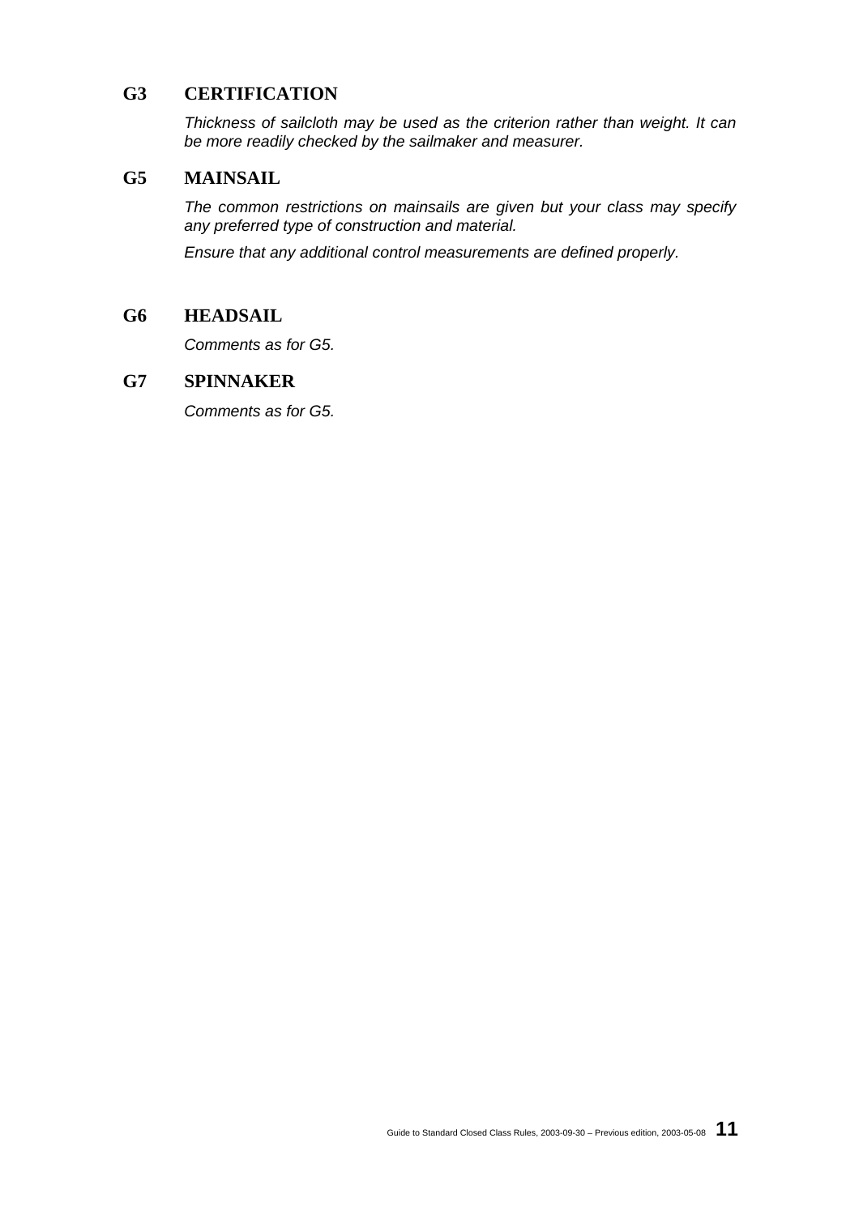## G3 CERTIFICATION

*Thickness of sailcloth may be used as the criterion rather than weight. It can be more readily checked by the sailmaker and measurer.*

## G5 MAINSAIL

*The common restrictions on mainsails are given but your class may specify any preferred type of construction and material.*

*Ensure that any additional control measurements are defined properly.*

## G6 HEADSAIL

*Comments as for G5.*

## G7 SPINNAKER

*Comments as for G5.*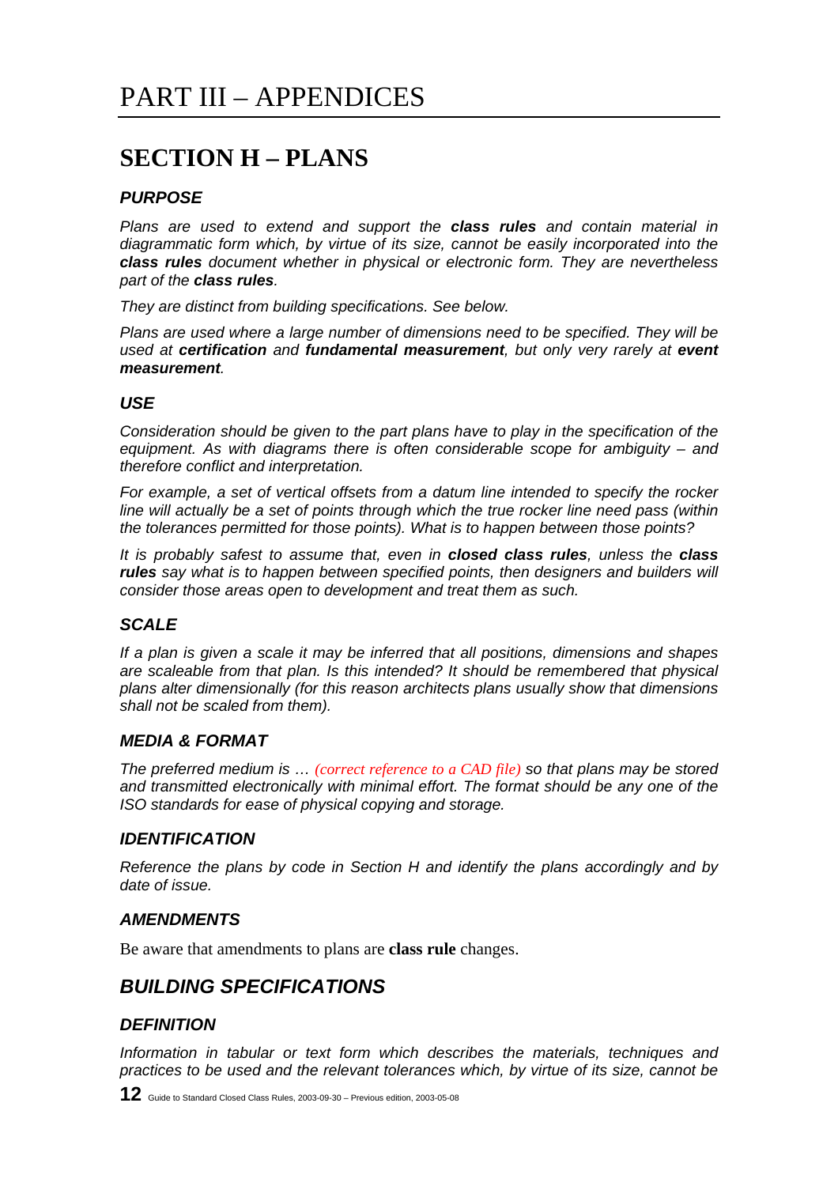# PART III – APPENDICES

## SECTION H – PLANS

### *PURPOSE*

*Plans are used to extend and support the **class rules** and contain material in diagrammatic form which, by virtue of its size, cannot be easily incorporated into the **class rules** document whether in physical or electronic form. They are nevertheless part of the **class rules**.*

*They are distinct from building specifications. See below.*

*Plans are used where a large number of dimensions need to be specified. They will be used at **certification** and **fundamental measurement**, but only very rarely at **event measurement**.*

### *USE*

*Consideration should be given to the part plans have to play in the specification of the equipment. As with diagrams there is often considerable scope for ambiguity – and therefore conflict and interpretation.*

*For example, a set of vertical offsets from a datum line intended to specify the rocker line will actually be a set of points through which the true rocker line need pass (within the tolerances permitted for those points). What is to happen between those points?*

*It is probably safest to assume that, even in **closed class rules**, unless the **class rules** say what is to happen between specified points, then designers and builders will consider those areas open to development and treat them as such.*

### *SCALE*

*If a plan is given a scale it may be inferred that all positions, dimensions and shapes are scaleable from that plan. Is this intended? It should be remembered that physical plans alter dimensionally (for this reason architects plans usually show that dimensions shall not be scaled from them).*

### *MEDIA & FORMAT*

*The preferred medium is … (correct reference to a CAD file) so that plans may be stored and transmitted electronically with minimal effort. The format should be any one of the ISO standards for ease of physical copying and storage.*

### *IDENTIFICATION*

*Reference the plans by code in Section H and identify the plans accordingly and by date of issue.*

### *AMENDMENTS*

Be aware that amendments to plans are **class rule** changes.

## *BUILDING SPECIFICATIONS*

### *DEFINITION*

*Information in tabular or text form which describes the materials, techniques and practices to be used and the relevant tolerances which, by virtue of its size, cannot be*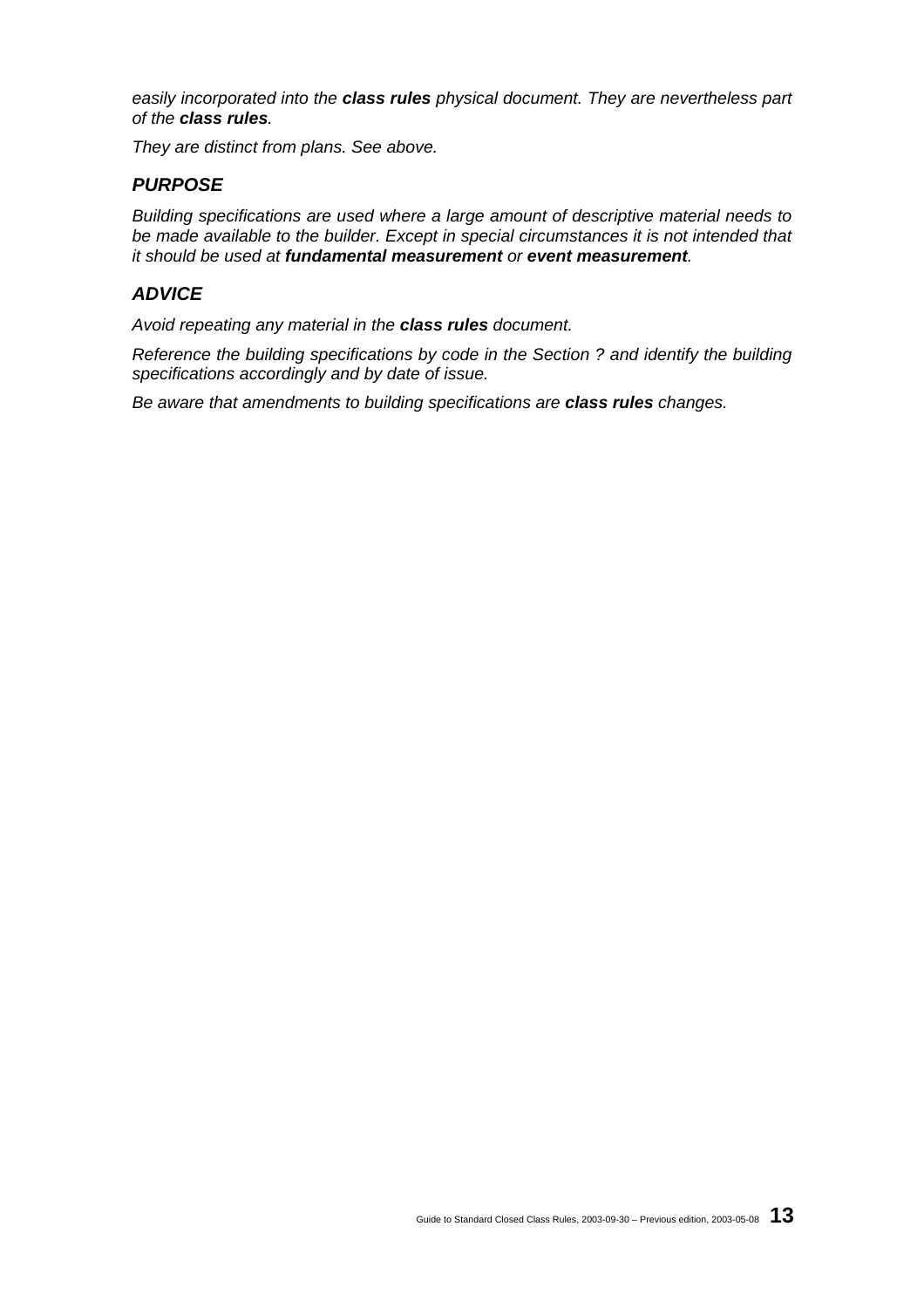*easily incorporated into the **class rules** physical document. They are nevertheless part of the **class rules**.*

*They are distinct from plans. See above.*

### *PURPOSE*

*Building specifications are used where a large amount of descriptive material needs to be made available to the builder. Except in special circumstances it is not intended that it should be used at **fundamental measurement** or **event measurement**.*

### *ADVICE*

*Avoid repeating any material in the **class rules** document.*

*Reference the building specifications by code in the Section ? and identify the building specifications accordingly and by date of issue.*

*Be aware that amendments to building specifications are **class rules** changes.*